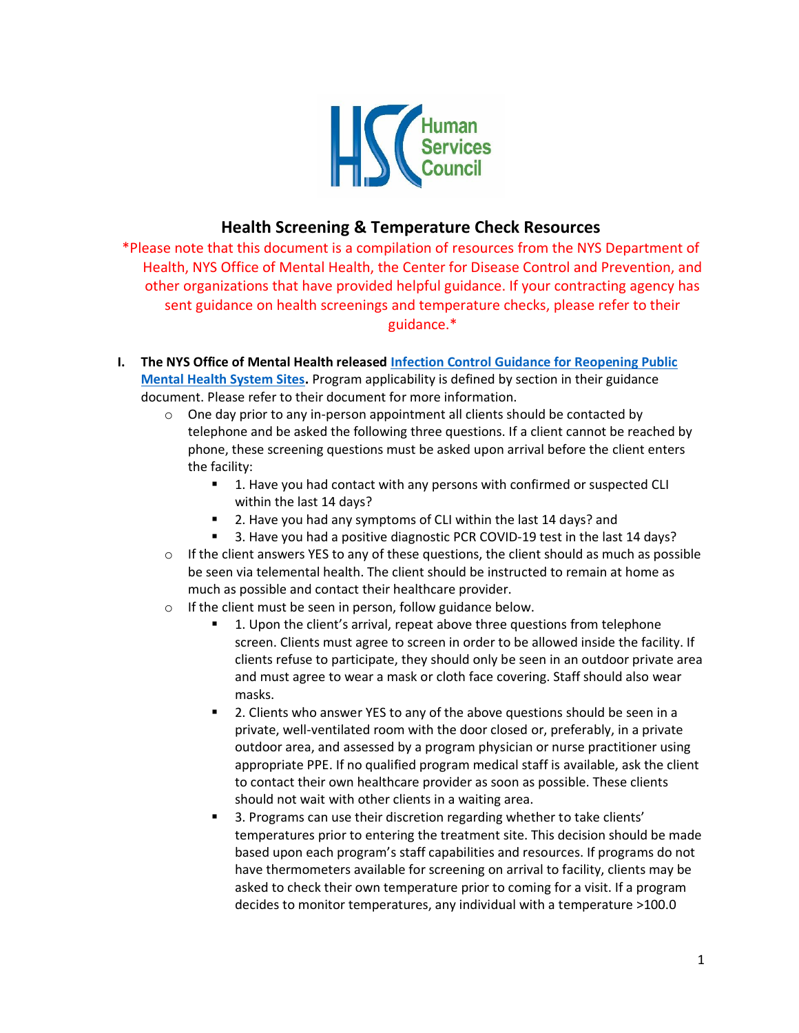Human Services Council

# Health Screening & Temperature Check Resources

*Please note that this document is a compilation of resources from the NYS Department of Health, NYS Office of Mental Health, the Center for Disease Control and Prevention, and other organizations that have provided helpful guidance. If your contracting agency has sent guidance on health screenings and temperature checks, please refer to their guidance.*

I. **The NYS Office of Mental Health released [Infection Control Guidance for Reopening Public Mental Health System Sites].** Program applicability is defined by section in their guidance document. Please refer to their document for more information.
   - One day prior to any in-person appointment all clients should be contacted by telephone and be asked the following three questions. If a client cannot be reached by phone, these screening questions must be asked upon arrival before the client enters the facility:
     - 1. Have you had contact with any persons with confirmed or suspected CLI within the last 14 days?
     - 2. Have you had any symptoms of CLI within the last 14 days? and
     - 3. Have you had a positive diagnostic PCR COVID-19 test in the last 14 days?
   - If the client answers YES to any of these questions, the client should as much as possible be seen via telemental health. The client should be instructed to remain at home as much as possible and contact their healthcare provider.
   - If the client must be seen in person, follow guidance below.
     - 1. Upon the client's arrival, repeat above three questions from telephone screen. Clients must agree to screen in order to be allowed inside the facility. If clients refuse to participate, they should only be seen in an outdoor private area and must agree to wear a mask or cloth face covering. Staff should also wear masks.
     - 2. Clients who answer YES to any of the above questions should be seen in a private, well-ventilated room with the door closed or, preferably, in a private outdoor area, and assessed by a program physician or nurse practitioner using appropriate PPE. If no qualified program medical staff is available, ask the client to contact their own healthcare provider as soon as possible. These clients should not wait with other clients in a waiting area.
     - 3. Programs can use their discretion regarding whether to take clients' temperatures prior to entering the treatment site. This decision should be made based upon each program's staff capabilities and resources. If programs do not have thermometers available for screening on arrival to facility, clients may be asked to check their own temperature prior to coming for a visit. If a program decides to monitor temperatures, any individual with a temperature >100.0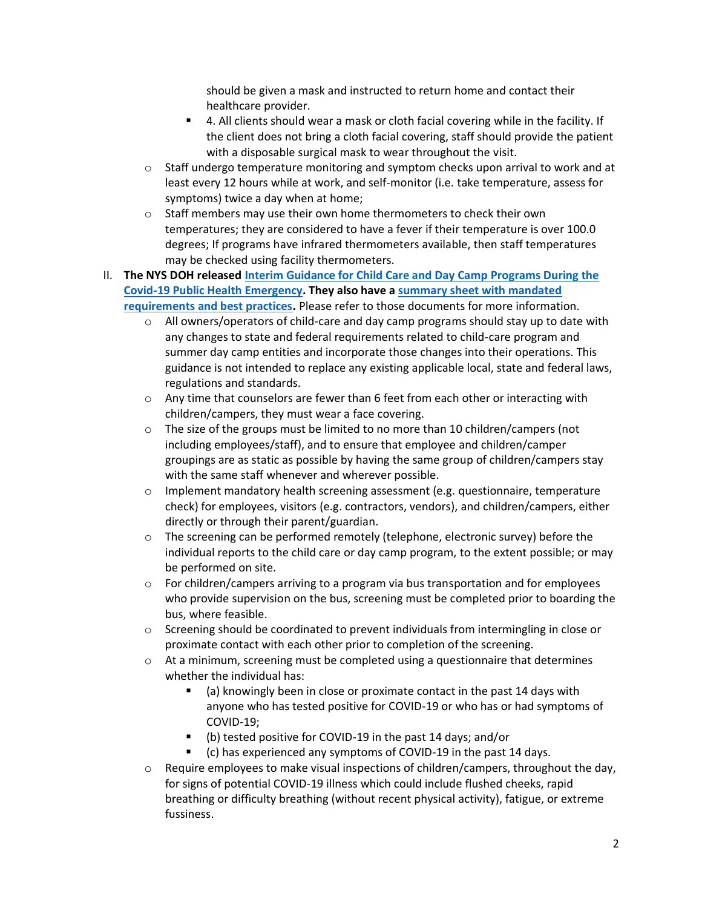should be given a mask and instructed to return home and contact their healthcare provider.

- 4. All clients should wear a mask or cloth facial covering while in the facility. If the client does not bring a cloth facial covering, staff should provide the patient with a disposable surgical mask to wear throughout the visit.

- Staff undergo temperature monitoring and symptom checks upon arrival to work and at least every 12 hours while at work, and self-monitor (i.e. take temperature, assess for symptoms) twice a day when at home;
- Staff members may use their own home thermometers to check their own temperatures; they are considered to have a fever if their temperature is over 100.0 degrees; If programs have infrared thermometers available, then staff temperatures may be checked using facility thermometers.

II. **The NYS DOH released Interim Guidance for Child Care and Day Camp Programs During the Covid-19 Public Health Emergency. They also have a summary sheet with mandated requirements and best practices.** Please refer to those documents for more information.

- All owners/operators of child-care and day camp programs should stay up to date with any changes to state and federal requirements related to child-care program and summer day camp entities and incorporate those changes into their operations. This guidance is not intended to replace any existing applicable local, state and federal laws, regulations and standards.
- Any time that counselors are fewer than 6 feet from each other or interacting with children/campers, they must wear a face covering.
- The size of the groups must be limited to no more than 10 children/campers (not including employees/staff), and to ensure that employee and children/camper groupings are as static as possible by having the same group of children/campers stay with the same staff whenever and wherever possible.
- Implement mandatory health screening assessment (e.g. questionnaire, temperature check) for employees, visitors (e.g. contractors, vendors), and children/campers, either directly or through their parent/guardian.
- The screening can be performed remotely (telephone, electronic survey) before the individual reports to the child care or day camp program, to the extent possible; or may be performed on site.
- For children/campers arriving to a program via bus transportation and for employees who provide supervision on the bus, screening must be completed prior to boarding the bus, where feasible.
- Screening should be coordinated to prevent individuals from intermingling in close or proximate contact with each other prior to completion of the screening.
- At a minimum, screening must be completed using a questionnaire that determines whether the individual has:
  - (a) knowingly been in close or proximate contact in the past 14 days with anyone who has tested positive for COVID-19 or who has or had symptoms of COVID-19;
  - (b) tested positive for COVID-19 in the past 14 days; and/or
  - (c) has experienced any symptoms of COVID-19 in the past 14 days.
- Require employees to make visual inspections of children/campers, throughout the day, for signs of potential COVID-19 illness which could include flushed cheeks, rapid breathing or difficulty breathing (without recent physical activity), fatigue, or extreme fussiness.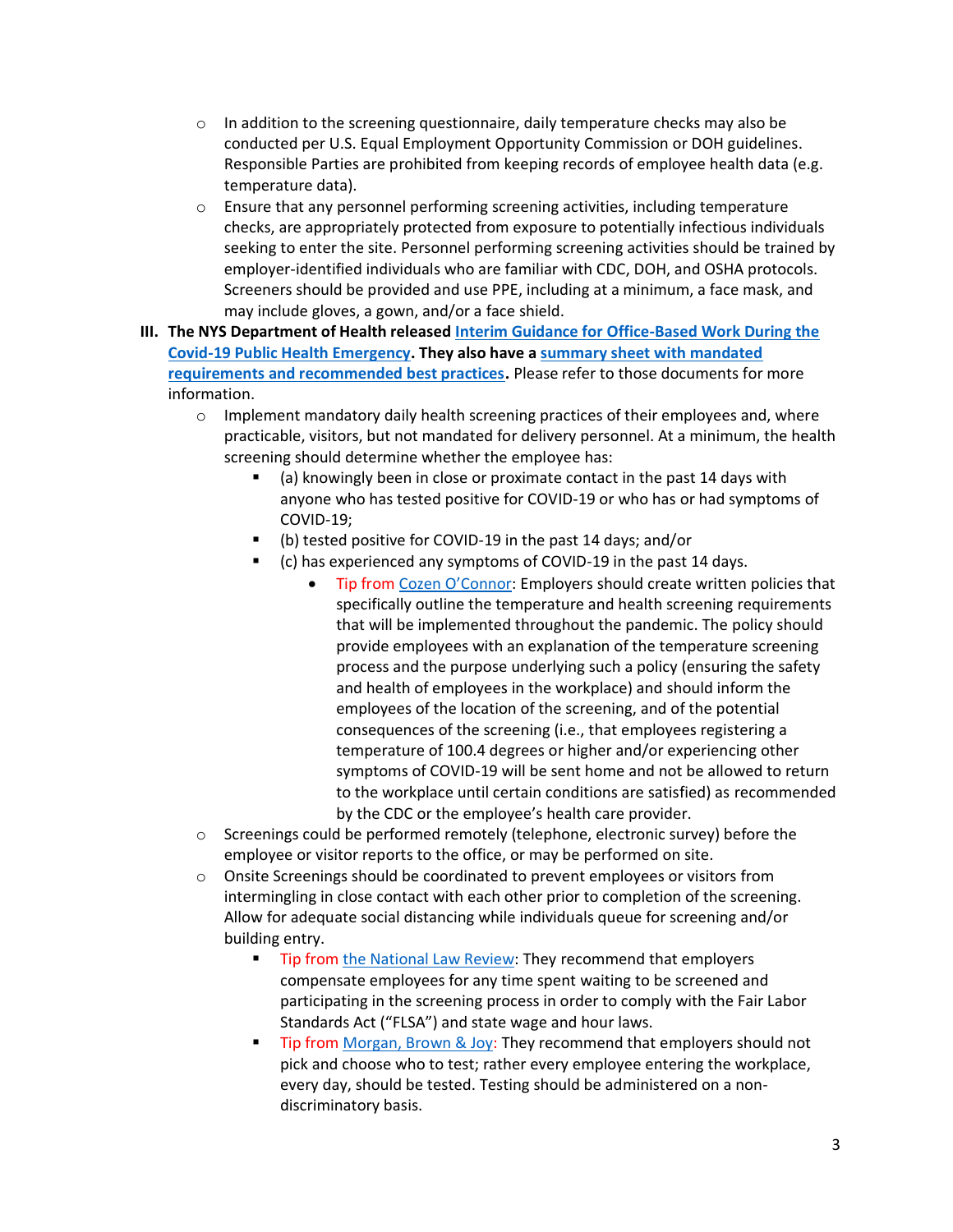- In addition to the screening questionnaire, daily temperature checks may also be conducted per U.S. Equal Employment Opportunity Commission or DOH guidelines. Responsible Parties are prohibited from keeping records of employee health data (e.g. temperature data).
- Ensure that any personnel performing screening activities, including temperature checks, are appropriately protected from exposure to potentially infectious individuals seeking to enter the site. Personnel performing screening activities should be trained by employer-identified individuals who are familiar with CDC, DOH, and OSHA protocols. Screeners should be provided and use PPE, including at a minimum, a face mask, and may include gloves, a gown, and/or a face shield.

III. **The NYS Department of Health released Interim Guidance for Office-Based Work During the Covid-19 Public Health Emergency. They also have a summary sheet with mandated requirements and recommended best practices.** Please refer to those documents for more information.

- Implement mandatory daily health screening practices of their employees and, where practicable, visitors, but not mandated for delivery personnel. At a minimum, the health screening should determine whether the employee has:
  - (a) knowingly been in close or proximate contact in the past 14 days with anyone who has tested positive for COVID-19 or who has or had symptoms of COVID-19;
  - (b) tested positive for COVID-19 in the past 14 days; and/or
  - (c) has experienced any symptoms of COVID-19 in the past 14 days.
    - Tip from Cozen O'Connor: Employers should create written policies that specifically outline the temperature and health screening requirements that will be implemented throughout the pandemic. The policy should provide employees with an explanation of the temperature screening process and the purpose underlying such a policy (ensuring the safety and health of employees in the workplace) and should inform the employees of the location of the screening, and of the potential consequences of the screening (i.e., that employees registering a temperature of 100.4 degrees or higher and/or experiencing other symptoms of COVID-19 will be sent home and not be allowed to return to the workplace until certain conditions are satisfied) as recommended by the CDC or the employee's health care provider.
- Screenings could be performed remotely (telephone, electronic survey) before the employee or visitor reports to the office, or may be performed on site.
- Onsite Screenings should be coordinated to prevent employees or visitors from intermingling in close contact with each other prior to completion of the screening. Allow for adequate social distancing while individuals queue for screening and/or building entry.
  - Tip from the National Law Review: They recommend that employers compensate employees for any time spent waiting to be screened and participating in the screening process in order to comply with the Fair Labor Standards Act ("FLSA") and state wage and hour laws.
  - Tip from Morgan, Brown & Joy: They recommend that employers should not pick and choose who to test; rather every employee entering the workplace, every day, should be tested. Testing should be administered on a non-discriminatory basis.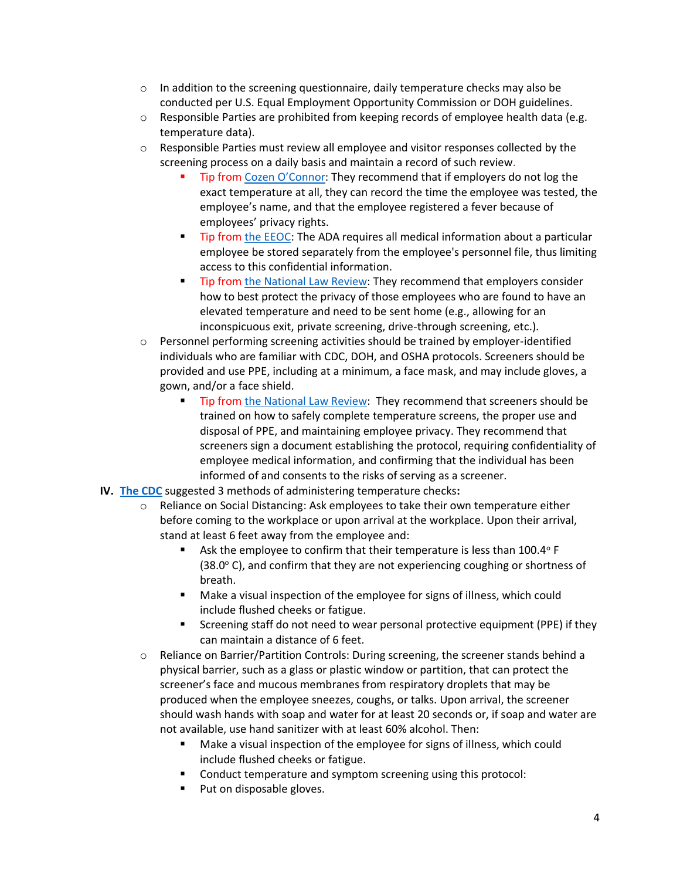- In addition to the screening questionnaire, daily temperature checks may also be conducted per U.S. Equal Employment Opportunity Commission or DOH guidelines.
- Responsible Parties are prohibited from keeping records of employee health data (e.g. temperature data).
- Responsible Parties must review all employee and visitor responses collected by the screening process on a daily basis and maintain a record of such review.
  - Tip from Cozen O'Connor: They recommend that if employers do not log the exact temperature at all, they can record the time the employee was tested, the employee's name, and that the employee registered a fever because of employees' privacy rights.
  - Tip from the EEOC: The ADA requires all medical information about a particular employee be stored separately from the employee's personnel file, thus limiting access to this confidential information.
  - Tip from the National Law Review: They recommend that employers consider how to best protect the privacy of those employees who are found to have an elevated temperature and need to be sent home (e.g., allowing for an inconspicuous exit, private screening, drive-through screening, etc.).
- Personnel performing screening activities should be trained by employer-identified individuals who are familiar with CDC, DOH, and OSHA protocols. Screeners should be provided and use PPE, including at a minimum, a face mask, and may include gloves, a gown, and/or a face shield.
  - Tip from the National Law Review: They recommend that screeners should be trained on how to safely complete temperature screens, the proper use and disposal of PPE, and maintaining employee privacy. They recommend that screeners sign a document establishing the protocol, requiring confidentiality of employee medical information, and confirming that the individual has been informed of and consents to the risks of serving as a screener.

**IV. The CDC** suggested 3 methods of administering temperature checks**:**

- Reliance on Social Distancing: Ask employees to take their own temperature either before coming to the workplace or upon arrival at the workplace. Upon their arrival, stand at least 6 feet away from the employee and:
  - Ask the employee to confirm that their temperature is less than 100.4° F (38.0° C), and confirm that they are not experiencing coughing or shortness of breath.
  - Make a visual inspection of the employee for signs of illness, which could include flushed cheeks or fatigue.
  - Screening staff do not need to wear personal protective equipment (PPE) if they can maintain a distance of 6 feet.
- Reliance on Barrier/Partition Controls: During screening, the screener stands behind a physical barrier, such as a glass or plastic window or partition, that can protect the screener's face and mucous membranes from respiratory droplets that may be produced when the employee sneezes, coughs, or talks. Upon arrival, the screener should wash hands with soap and water for at least 20 seconds or, if soap and water are not available, use hand sanitizer with at least 60% alcohol. Then:
  - Make a visual inspection of the employee for signs of illness, which could include flushed cheeks or fatigue.
  - Conduct temperature and symptom screening using this protocol:
  - Put on disposable gloves.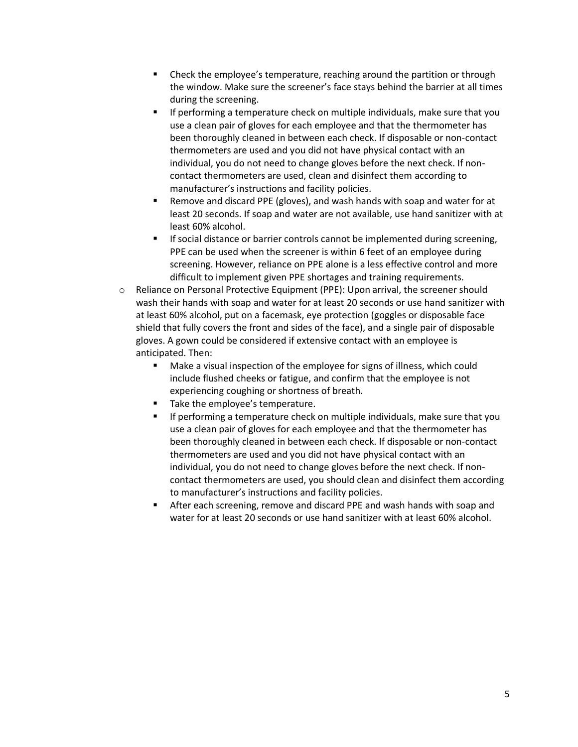- Check the employee's temperature, reaching around the partition or through the window. Make sure the screener's face stays behind the barrier at all times during the screening.
        - If performing a temperature check on multiple individuals, make sure that you use a clean pair of gloves for each employee and that the thermometer has been thoroughly cleaned in between each check. If disposable or non-contact thermometers are used and you did not have physical contact with an individual, you do not need to change gloves before the next check. If non-contact thermometers are used, clean and disinfect them according to manufacturer's instructions and facility policies.
        - Remove and discard PPE (gloves), and wash hands with soap and water for at least 20 seconds. If soap and water are not available, use hand sanitizer with at least 60% alcohol.
        - If social distance or barrier controls cannot be implemented during screening, PPE can be used when the screener is within 6 feet of an employee during screening. However, reliance on PPE alone is a less effective control and more difficult to implement given PPE shortages and training requirements.
    - Reliance on Personal Protective Equipment (PPE): Upon arrival, the screener should wash their hands with soap and water for at least 20 seconds or use hand sanitizer with at least 60% alcohol, put on a facemask, eye protection (goggles or disposable face shield that fully covers the front and sides of the face), and a single pair of disposable gloves. A gown could be considered if extensive contact with an employee is anticipated. Then:
        - Make a visual inspection of the employee for signs of illness, which could include flushed cheeks or fatigue, and confirm that the employee is not experiencing coughing or shortness of breath.
        - Take the employee's temperature.
        - If performing a temperature check on multiple individuals, make sure that you use a clean pair of gloves for each employee and that the thermometer has been thoroughly cleaned in between each check. If disposable or non-contact thermometers are used and you did not have physical contact with an individual, you do not need to change gloves before the next check. If non-contact thermometers are used, you should clean and disinfect them according to manufacturer's instructions and facility policies.
        - After each screening, remove and discard PPE and wash hands with soap and water for at least 20 seconds or use hand sanitizer with at least 60% alcohol.